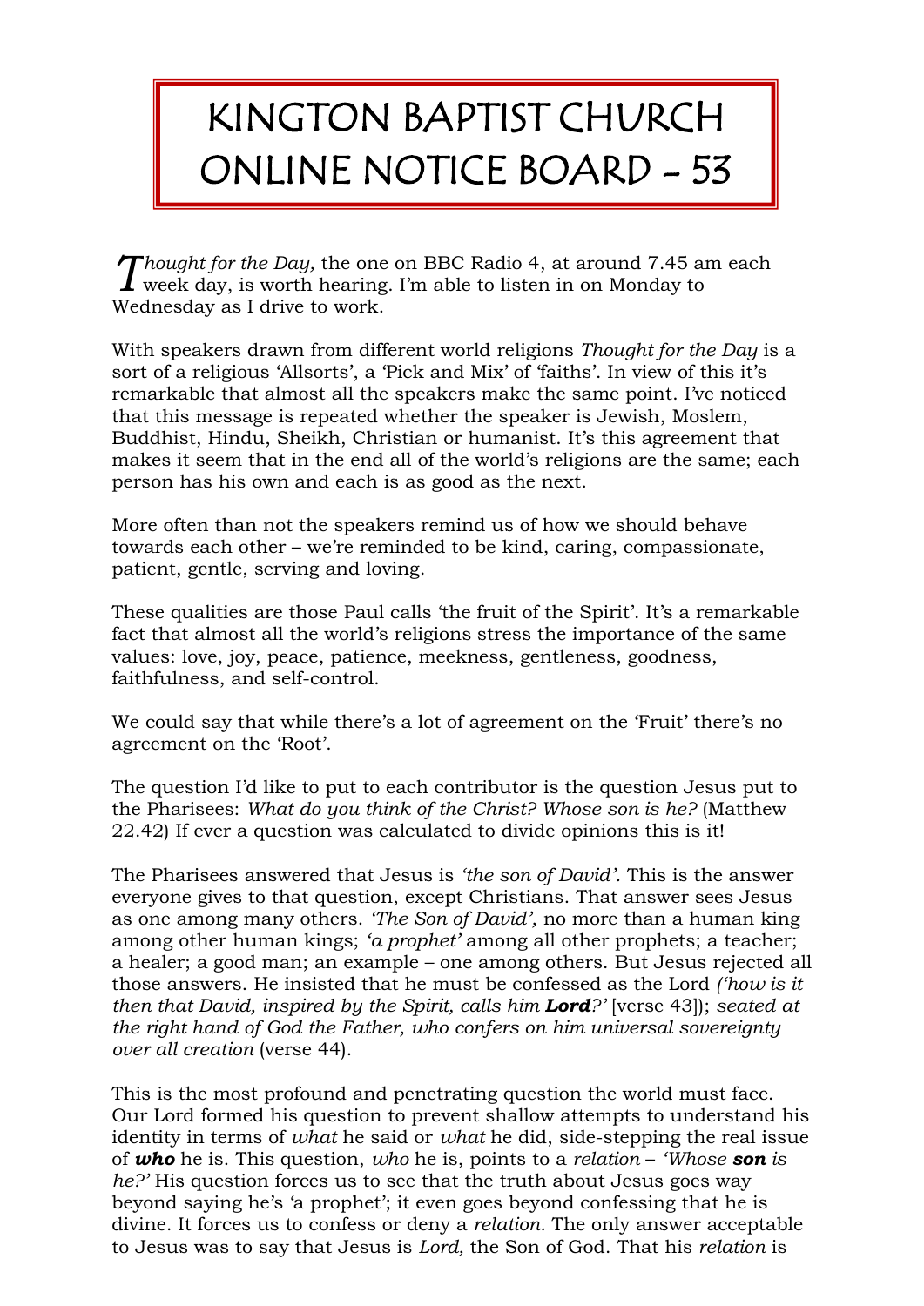# KINGTON BAPTIST CHURCH ONLINE NOTICE BOARD - 53

*Thought for the Day,* the one on BBC Radio 4, at around 7.45 am each week day, is worth hearing. I'm able to listen in on Monday to Wednesday as I drive to work.

With speakers drawn from different world religions *Thought for the Day* is a sort of a religious 'Allsorts', a 'Pick and Mix' of 'faiths'. In view of this it's remarkable that almost all the speakers make the same point. I've noticed that this message is repeated whether the speaker is Jewish, Moslem, Buddhist, Hindu, Sheikh, Christian or humanist. It's this agreement that makes it seem that in the end all of the world's religions are the same; each person has his own and each is as good as the next.

More often than not the speakers remind us of how we should behave towards each other – we're reminded to be kind, caring, compassionate, patient, gentle, serving and loving.

These qualities are those Paul calls 'the fruit of the Spirit'. It's a remarkable fact that almost all the world's religions stress the importance of the same values: love, joy, peace, patience, meekness, gentleness, goodness, faithfulness, and self-control.

We could say that while there's a lot of agreement on the 'Fruit' there's no agreement on the 'Root'.

The question I'd like to put to each contributor is the question Jesus put to the Pharisees: *What do you think of the Christ? Whose son is he?* (Matthew 22.42) If ever a question was calculated to divide opinions this is it!

The Pharisees answered that Jesus is *'the son of David'.* This is the answer everyone gives to that question, except Christians. That answer sees Jesus as one among many others. *'The Son of David',* no more than a human king among other human kings; *'a prophet'* among all other prophets; a teacher; a healer; a good man; an example – one among others. But Jesus rejected all those answers. He insisted that he must be confessed as the Lord *('how is it then that David, inspired by the Spirit, calls him* ***Lord****?'* [verse 43]); *seated at the right hand of God the Father, who confers on him universal sovereignty over all creation* (verse 44).

This is the most profound and penetrating question the world must face. Our Lord formed his question to prevent shallow attempts to understand his identity in terms of *what* he said or *what* he did, side-stepping the real issue of ***who*** he is. This question, *who* he is, points to a *relation* – *'Whose* ***son*** *is he?'* His question forces us to see that the truth about Jesus goes way beyond saying he's 'a prophet'; it even goes beyond confessing that he is divine. It forces us to confess or deny a *relation.* The only answer acceptable to Jesus was to say that Jesus is *Lord,* the Son of God. That his *relation* is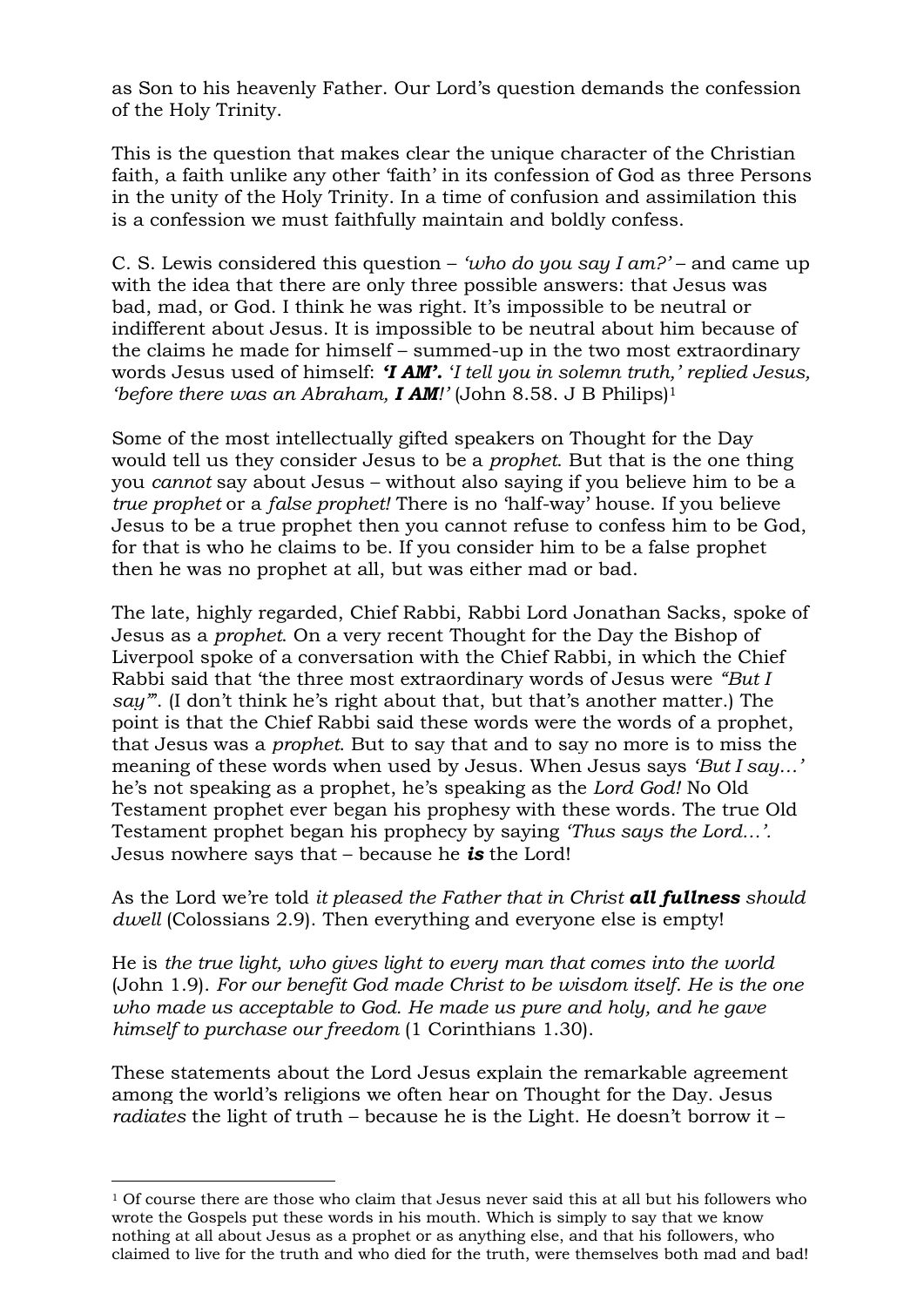as Son to his heavenly Father. Our Lord's question demands the confession of the Holy Trinity.

This is the question that makes clear the unique character of the Christian faith, a faith unlike any other 'faith' in its confession of God as three Persons in the unity of the Holy Trinity. In a time of confusion and assimilation this is a confession we must faithfully maintain and boldly confess.

C. S. Lewis considered this question – *'who do you say I am?'* – and came up with the idea that there are only three possible answers: that Jesus was bad, mad, or God. I think he was right. It's impossible to be neutral or indifferent about Jesus. It is impossible to be neutral about him because of the claims he made for himself – summed-up in the two most extraordinary words Jesus used of himself: ***'I AM'.*** *'I tell you in solemn truth,' replied Jesus, 'before there was an Abraham,* ***I AM****!'* (John 8.58. J B Philips)[1]

Some of the most intellectually gifted speakers on Thought for the Day would tell us they consider Jesus to be a *prophet*. But that is the one thing you *cannot* say about Jesus – without also saying if you believe him to be a *true prophet* or a *false prophet!* There is no 'half-way' house. If you believe Jesus to be a true prophet then you cannot refuse to confess him to be God, for that is who he claims to be. If you consider him to be a false prophet then he was no prophet at all, but was either mad or bad.

The late, highly regarded, Chief Rabbi, Rabbi Lord Jonathan Sacks, spoke of Jesus as a *prophet*. On a very recent Thought for the Day the Bishop of Liverpool spoke of a conversation with the Chief Rabbi, in which the Chief Rabbi said that 'the three most extraordinary words of Jesus were *"But I say"*'. (I don't think he's right about that, but that's another matter.) The point is that the Chief Rabbi said these words were the words of a prophet, that Jesus was a *prophet*. But to say that and to say no more is to miss the meaning of these words when used by Jesus. When Jesus says *'But I say…'* he's not speaking as a prophet, he's speaking as the *Lord God!* No Old Testament prophet ever began his prophesy with these words. The true Old Testament prophet began his prophecy by saying *'Thus says the Lord…'.* Jesus nowhere says that – because he ***is*** the Lord!

As the Lord we're told *it pleased the Father that in Christ* ***all fullness*** *should dwell* (Colossians 2.9). Then everything and everyone else is empty!

He is *the true light, who gives light to every man that comes into the world* (John 1.9). *For our benefit God made Christ to be wisdom itself. He is the one who made us acceptable to God. He made us pure and holy, and he gave himself to purchase our freedom* (1 Corinthians 1.30).

These statements about the Lord Jesus explain the remarkable agreement among the world's religions we often hear on Thought for the Day. Jesus *radiates* the light of truth – because he is the Light. He doesn't borrow it –

[1] Of course there are those who claim that Jesus never said this at all but his followers who wrote the Gospels put these words in his mouth. Which is simply to say that we know nothing at all about Jesus as a prophet or as anything else, and that his followers, who claimed to live for the truth and who died for the truth, were themselves both mad and bad!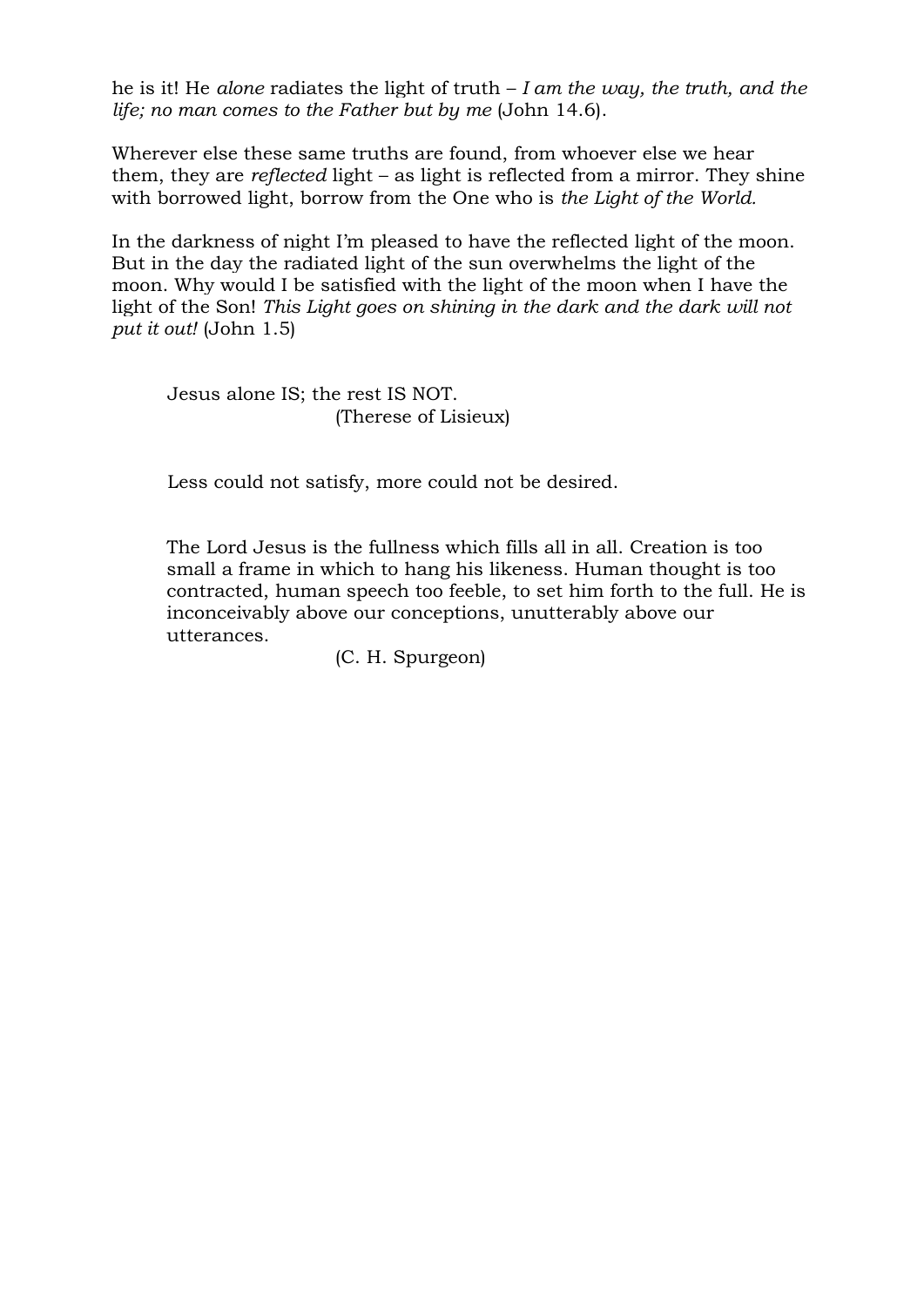he is it! He *alone* radiates the light of truth – *I am the way, the truth, and the life; no man comes to the Father but by me* (John 14.6).

Wherever else these same truths are found, from whoever else we hear them, they are *reflected* light – as light is reflected from a mirror. They shine with borrowed light, borrow from the One who is *the Light of the World.*

In the darkness of night I'm pleased to have the reflected light of the moon. But in the day the radiated light of the sun overwhelms the light of the moon. Why would I be satisfied with the light of the moon when I have the light of the Son! *This Light goes on shining in the dark and the dark will not put it out!* (John 1.5)

> Jesus alone IS; the rest IS NOT.
> (Therese of Lisieux)

> Less could not satisfy, more could not be desired.

> The Lord Jesus is the fullness which fills all in all. Creation is too small a frame in which to hang his likeness. Human thought is too contracted, human speech too feeble, to set him forth to the full. He is inconceivably above our conceptions, unutterably above our utterances.
> (C. H. Spurgeon)